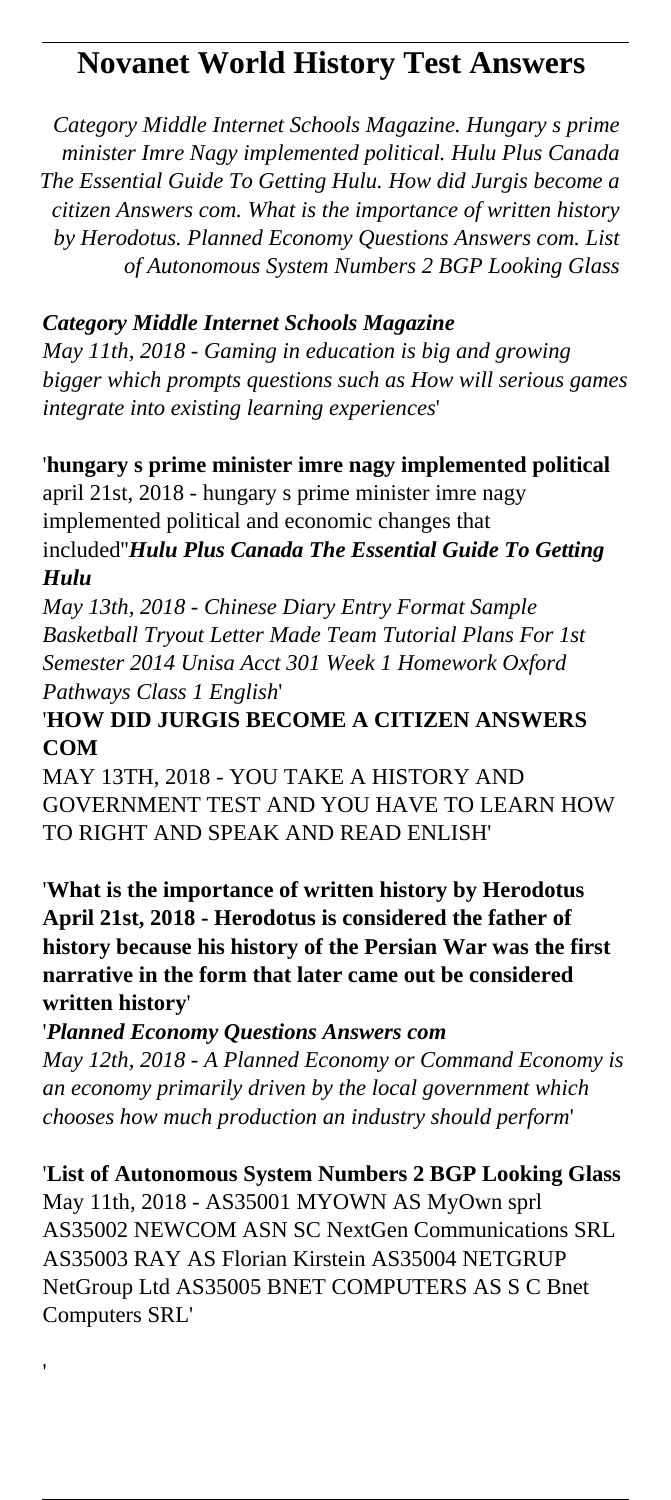# Novanet World History Test Answers

*Category Middle Internet Schools Magazine. Hungary s prime minister Imre Nagy implemented political. Hulu Plus Canada The Essential Guide To Getting Hulu. How did Jurgis become a citizen Answers com. What is the importance of written history by Herodotus. Planned Economy Questions Answers com. List of Autonomous System Numbers 2 BGP Looking Glass*

***Category Middle Internet Schools Magazine***

*May 11th, 2018 - Gaming in education is big and growing bigger which prompts questions such as How will serious games integrate into existing learning experiences*'

'**hungary s prime minister imre nagy implemented political**
april 21st, 2018 - hungary s prime minister imre nagy implemented political and economic changes that included''***Hulu Plus Canada The Essential Guide To Getting Hulu***

*May 13th, 2018 - Chinese Diary Entry Format Sample Basketball Tryout Letter Made Team Tutorial Plans For 1st Semester 2014 Unisa Acct 301 Week 1 Homework Oxford Pathways Class 1 English*'

'**HOW DID JURGIS BECOME A CITIZEN ANSWERS COM**

MAY 13TH, 2018 - YOU TAKE A HISTORY AND GOVERNMENT TEST AND YOU HAVE TO LEARN HOW TO RIGHT AND SPEAK AND READ ENLISH'

'**What is the importance of written history by Herodotus April 21st, 2018 - Herodotus is considered the father of history because his history of the Persian War was the first narrative in the form that later came out be considered written history**'

'***Planned Economy Questions Answers com***

*May 12th, 2018 - A Planned Economy or Command Economy is an economy primarily driven by the local government which chooses how much production an industry should perform*'

'**List of Autonomous System Numbers 2 BGP Looking Glass**
May 11th, 2018 - AS35001 MYOWN AS MyOwn sprl AS35002 NEWCOM ASN SC NextGen Communications SRL AS35003 RAY AS Florian Kirstein AS35004 NETGRUP NetGroup Ltd AS35005 BNET COMPUTERS AS S C Bnet Computers SRL'

'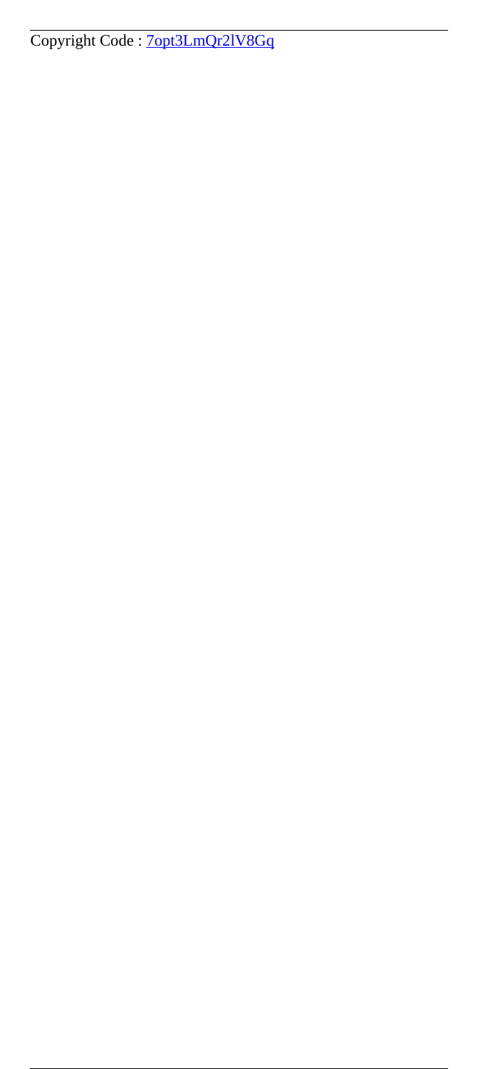Copyright Code : [7opt3LmQr2lV8Gq]